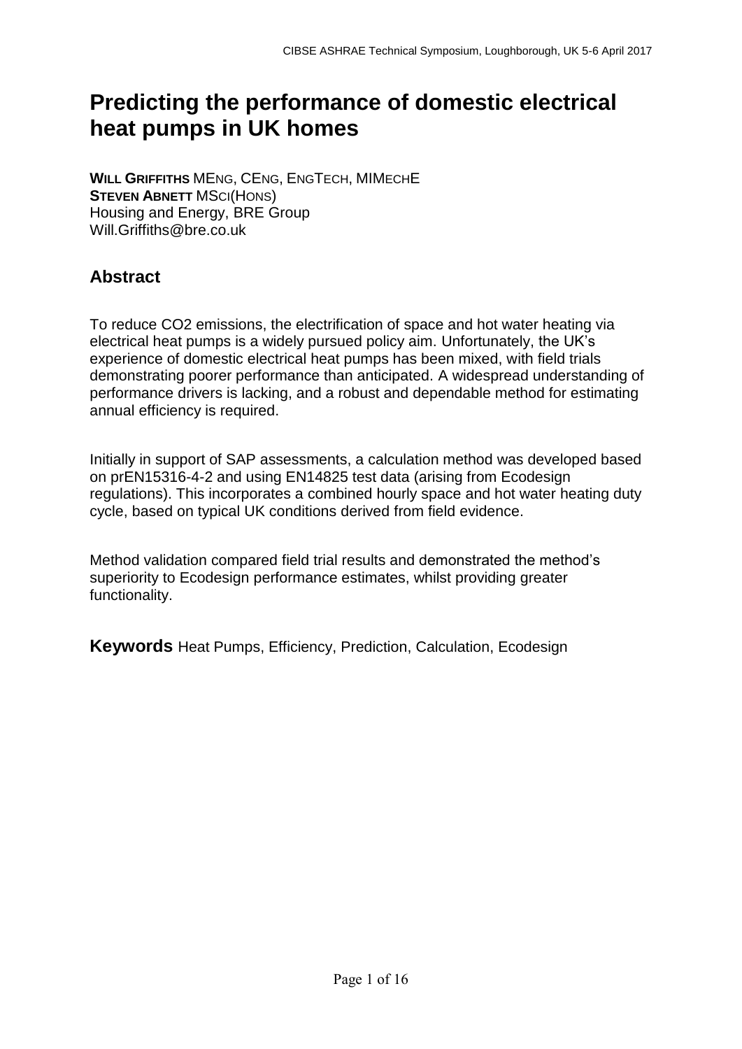# Predicting the performance of domestic electrical heat pumps in UK homes

**WILL GRIFFITHS** MENG, CENG, ENGTECH, MIMECHE
**STEVEN ABNETT** MSCI(HONS)
Housing and Energy, BRE Group
Will.Griffiths@bre.co.uk

## Abstract

To reduce CO2 emissions, the electrification of space and hot water heating via electrical heat pumps is a widely pursued policy aim. Unfortunately, the UK's experience of domestic electrical heat pumps has been mixed, with field trials demonstrating poorer performance than anticipated. A widespread understanding of performance drivers is lacking, and a robust and dependable method for estimating annual efficiency is required.

Initially in support of SAP assessments, a calculation method was developed based on prEN15316-4-2 and using EN14825 test data (arising from Ecodesign regulations). This incorporates a combined hourly space and hot water heating duty cycle, based on typical UK conditions derived from field evidence.

Method validation compared field trial results and demonstrated the method's superiority to Ecodesign performance estimates, whilst providing greater functionality.

**Keywords** Heat Pumps, Efficiency, Prediction, Calculation, Ecodesign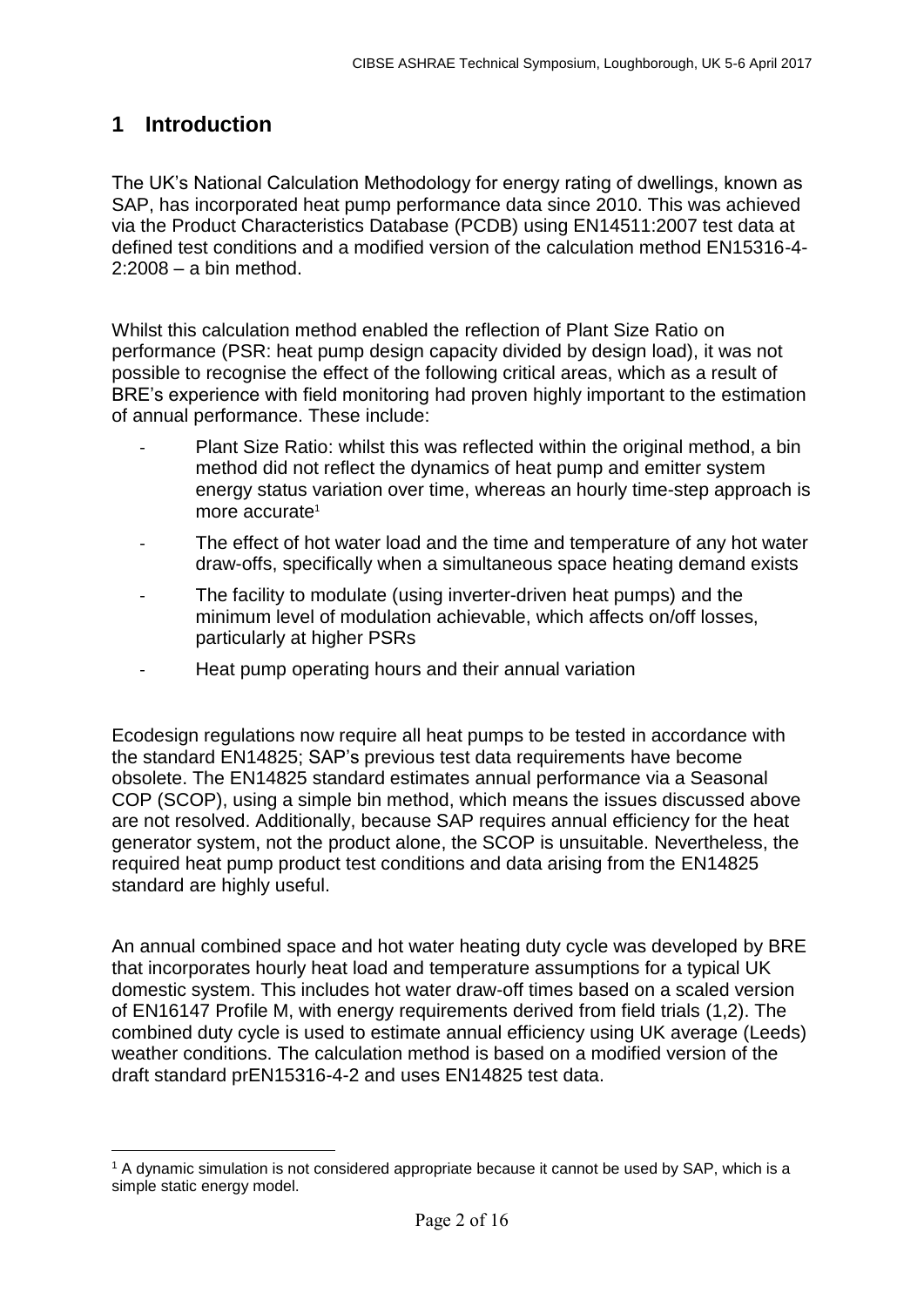# 1 Introduction

The UK's National Calculation Methodology for energy rating of dwellings, known as SAP, has incorporated heat pump performance data since 2010. This was achieved via the Product Characteristics Database (PCDB) using EN14511:2007 test data at defined test conditions and a modified version of the calculation method EN15316-4-2:2008 – a bin method.

Whilst this calculation method enabled the reflection of Plant Size Ratio on performance (PSR: heat pump design capacity divided by design load), it was not possible to recognise the effect of the following critical areas, which as a result of BRE's experience with field monitoring had proven highly important to the estimation of annual performance. These include:

- Plant Size Ratio: whilst this was reflected within the original method, a bin method did not reflect the dynamics of heat pump and emitter system energy status variation over time, whereas an hourly time-step approach is more accurate[1]
- The effect of hot water load and the time and temperature of any hot water draw-offs, specifically when a simultaneous space heating demand exists
- The facility to modulate (using inverter-driven heat pumps) and the minimum level of modulation achievable, which affects on/off losses, particularly at higher PSRs
- Heat pump operating hours and their annual variation

Ecodesign regulations now require all heat pumps to be tested in accordance with the standard EN14825; SAP's previous test data requirements have become obsolete. The EN14825 standard estimates annual performance via a Seasonal COP (SCOP), using a simple bin method, which means the issues discussed above are not resolved. Additionally, because SAP requires annual efficiency for the heat generator system, not the product alone, the SCOP is unsuitable. Nevertheless, the required heat pump product test conditions and data arising from the EN14825 standard are highly useful.

An annual combined space and hot water heating duty cycle was developed by BRE that incorporates hourly heat load and temperature assumptions for a typical UK domestic system. This includes hot water draw-off times based on a scaled version of EN16147 Profile M, with energy requirements derived from field trials (1,2). The combined duty cycle is used to estimate annual efficiency using UK average (Leeds) weather conditions. The calculation method is based on a modified version of the draft standard prEN15316-4-2 and uses EN14825 test data.

[1] A dynamic simulation is not considered appropriate because it cannot be used by SAP, which is a simple static energy model.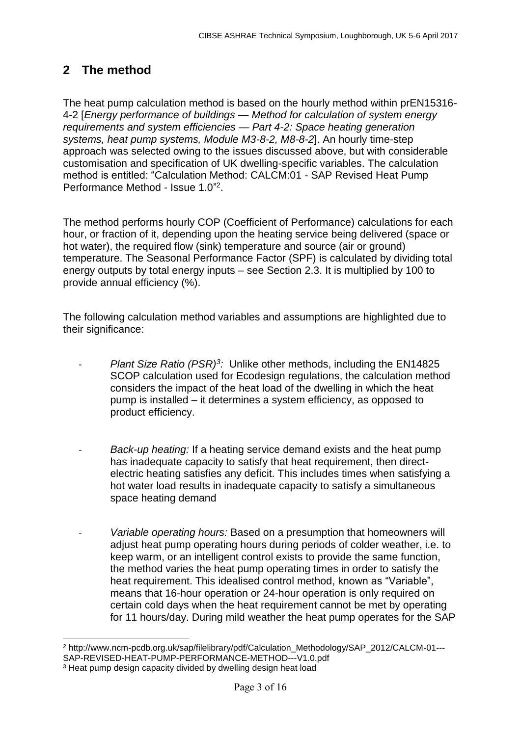## 2 The method

The heat pump calculation method is based on the hourly method within prEN15316-4-2 [*Energy performance of buildings — Method for calculation of system energy requirements and system efficiencies — Part 4-2: Space heating generation systems, heat pump systems, Module M3-8-2, M8-8-2*]. An hourly time-step approach was selected owing to the issues discussed above, but with considerable customisation and specification of UK dwelling-specific variables. The calculation method is entitled: "Calculation Method: CALCM:01 - SAP Revised Heat Pump Performance Method - Issue 1.0"[2].

The method performs hourly COP (Coefficient of Performance) calculations for each hour, or fraction of it, depending upon the heating service being delivered (space or hot water), the required flow (sink) temperature and source (air or ground) temperature. The Seasonal Performance Factor (SPF) is calculated by dividing total energy outputs by total energy inputs – see Section 2.3. It is multiplied by 100 to provide annual efficiency (%).

The following calculation method variables and assumptions are highlighted due to their significance:

- *Plant Size Ratio (PSR)*[3]*:* Unlike other methods, including the EN14825 SCOP calculation used for Ecodesign regulations, the calculation method considers the impact of the heat load of the dwelling in which the heat pump is installed – it determines a system efficiency, as opposed to product efficiency.

- *Back-up heating:* If a heating service demand exists and the heat pump has inadequate capacity to satisfy that heat requirement, then direct-electric heating satisfies any deficit. This includes times when satisfying a hot water load results in inadequate capacity to satisfy a simultaneous space heating demand

- *Variable operating hours:* Based on a presumption that homeowners will adjust heat pump operating hours during periods of colder weather, i.e. to keep warm, or an intelligent control exists to provide the same function, the method varies the heat pump operating times in order to satisfy the heat requirement. This idealised control method, known as "Variable", means that 16-hour operation or 24-hour operation is only required on certain cold days when the heat requirement cannot be met by operating for 11 hours/day. During mild weather the heat pump operates for the SAP

[2] http://www.ncm-pcdb.org.uk/sap/filelibrary/pdf/Calculation_Methodology/SAP_2012/CALCM-01---SAP-REVISED-HEAT-PUMP-PERFORMANCE-METHOD---V1.0.pdf

[3] Heat pump design capacity divided by dwelling design heat load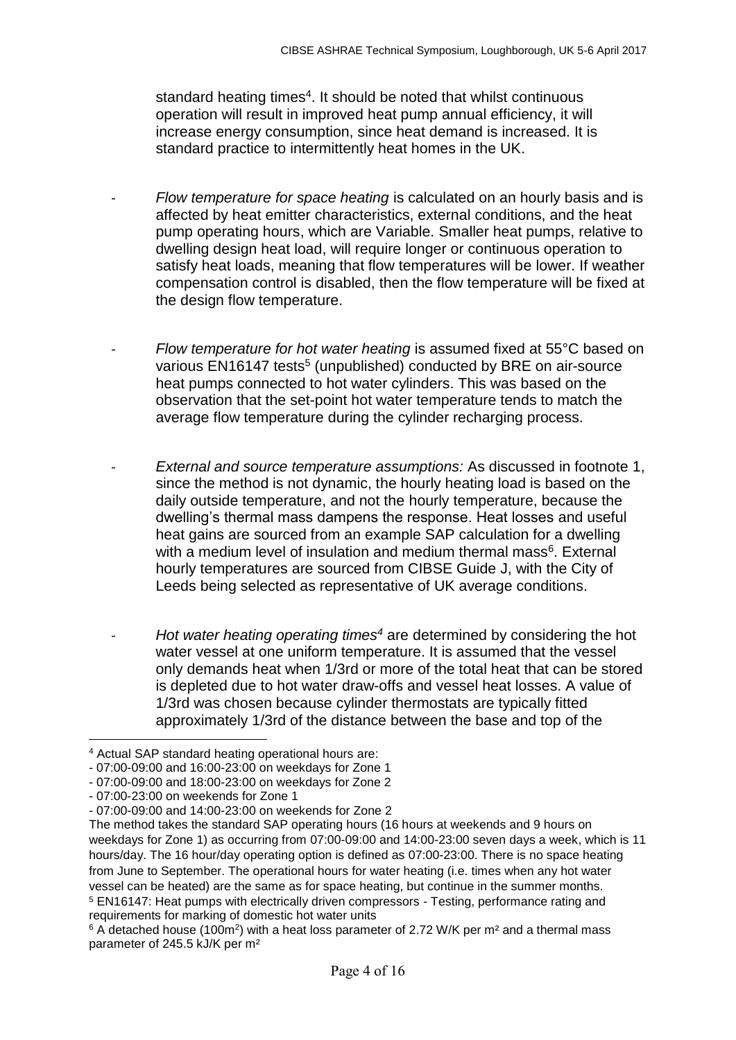standard heating times[4]. It should be noted that whilst continuous operation will result in improved heat pump annual efficiency, it will increase energy consumption, since heat demand is increased. It is standard practice to intermittently heat homes in the UK.

- *Flow temperature for space heating* is calculated on an hourly basis and is affected by heat emitter characteristics, external conditions, and the heat pump operating hours, which are Variable. Smaller heat pumps, relative to dwelling design heat load, will require longer or continuous operation to satisfy heat loads, meaning that flow temperatures will be lower. If weather compensation control is disabled, then the flow temperature will be fixed at the design flow temperature.

- *Flow temperature for hot water heating* is assumed fixed at 55°C based on various EN16147 tests[5] (unpublished) conducted by BRE on air-source heat pumps connected to hot water cylinders. This was based on the observation that the set-point hot water temperature tends to match the average flow temperature during the cylinder recharging process.

- *External and source temperature assumptions:* As discussed in footnote 1, since the method is not dynamic, the hourly heating load is based on the daily outside temperature, and not the hourly temperature, because the dwelling's thermal mass dampens the response. Heat losses and useful heat gains are sourced from an example SAP calculation for a dwelling with a medium level of insulation and medium thermal mass[6]. External hourly temperatures are sourced from CIBSE Guide J, with the City of Leeds being selected as representative of UK average conditions.

- *Hot water heating operating times[4]* are determined by considering the hot water vessel at one uniform temperature. It is assumed that the vessel only demands heat when 1/3rd or more of the total heat that can be stored is depleted due to hot water draw-offs and vessel heat losses. A value of 1/3rd was chosen because cylinder thermostats are typically fitted approximately 1/3rd of the distance between the base and top of the

---

[4] Actual SAP standard heating operational hours are:
- 07:00-09:00 and 16:00-23:00 on weekdays for Zone 1
- 07:00-09:00 and 18:00-23:00 on weekdays for Zone 2
- 07:00-23:00 on weekends for Zone 1
- 07:00-09:00 and 14:00-23:00 on weekends for Zone 2

The method takes the standard SAP operating hours (16 hours at weekends and 9 hours on weekdays for Zone 1) as occurring from 07:00-09:00 and 14:00-23:00 seven days a week, which is 11 hours/day. The 16 hour/day operating option is defined as 07:00-23:00. There is no space heating from June to September. The operational hours for water heating (i.e. times when any hot water vessel can be heated) are the same as for space heating, but continue in the summer months.

[5] EN16147: Heat pumps with electrically driven compressors - Testing, performance rating and requirements for marking of domestic hot water units

[6] A detached house (100m$^2$) with a heat loss parameter of 2.72 W/K per m² and a thermal mass parameter of 245.5 kJ/K per m²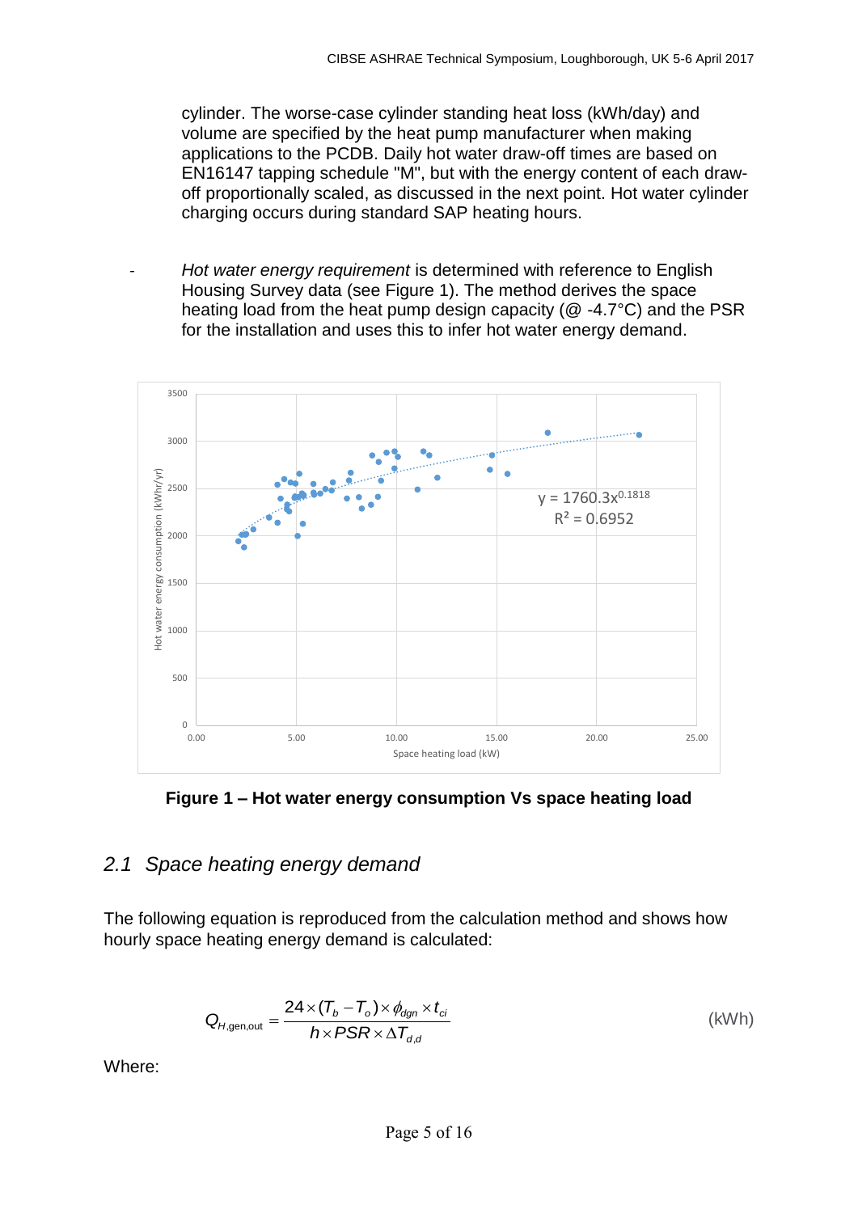cylinder. The worse-case cylinder standing heat loss (kWh/day) and volume are specified by the heat pump manufacturer when making applications to the PCDB. Daily hot water draw-off times are based on EN16147 tapping schedule "M", but with the energy content of each draw-off proportionally scaled, as discussed in the next point. Hot water cylinder charging occurs during standard SAP heating hours.

- *Hot water energy requirement* is determined with reference to English Housing Survey data (see Figure 1). The method derives the space heating load from the heat pump design capacity (@ -4.7°C) and the PSR for the installation and uses this to infer hot water energy demand.

3500
3000
2500
2000
1500
1000
500
0
0.00
5.00
10.00
15.00
20.00
25.00
Hot water energy consumption (kWhr/yr)
Space heating load (kW)
$y = 1760.3x^{0.1818}$
$R^2 = 0.6952$

**Figure 1 – Hot water energy consumption Vs space heating load**

## *2.1 Space heating energy demand*

The following equation is reproduced from the calculation method and shows how hourly space heating energy demand is calculated:

$$Q_{H,\text{gen,out}} = \frac{24 \times (T_b - T_o) \times \phi_{dgn} \times t_{ci}}{h \times PSR \times \Delta T_{d,d}} \qquad \text{(kWh)}$$

Where: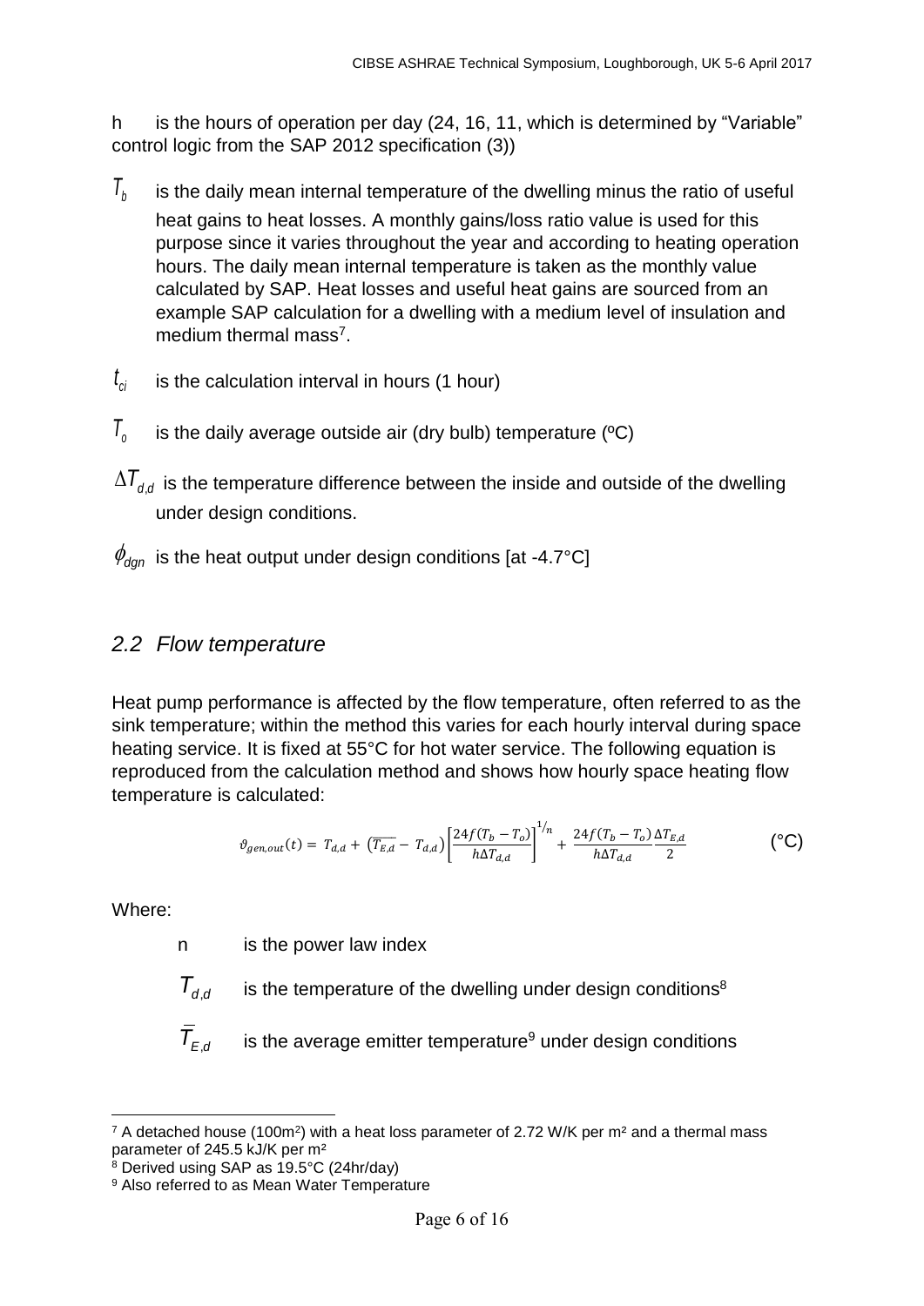h is the hours of operation per day (24, 16, 11, which is determined by "Variable" control logic from the SAP 2012 specification (3))

$T_b$ is the daily mean internal temperature of the dwelling minus the ratio of useful heat gains to heat losses. A monthly gains/loss ratio value is used for this purpose since it varies throughout the year and according to heating operation hours. The daily mean internal temperature is taken as the monthly value calculated by SAP. Heat losses and useful heat gains are sourced from an example SAP calculation for a dwelling with a medium level of insulation and medium thermal mass[7].

$t_{ci}$ is the calculation interval in hours (1 hour)

$T_o$ is the daily average outside air (dry bulb) temperature (ºC)

$\Delta T_{d,d}$ is the temperature difference between the inside and outside of the dwelling under design conditions.

$\phi_{dgn}$ is the heat output under design conditions [at -4.7°C]

## 2.2 Flow temperature

Heat pump performance is affected by the flow temperature, often referred to as the sink temperature; within the method this varies for each hourly interval during space heating service. It is fixed at 55°C for hot water service. The following equation is reproduced from the calculation method and shows how hourly space heating flow temperature is calculated:

$$\vartheta_{gen,out}(t) = T_{d,d} + \left(\overline{T_{E,d}} - T_{d,d}\right)\left[\frac{24f(T_b - T_o)}{h\Delta T_{d,d}}\right]^{1/n} + \frac{24f(T_b - T_o)}{h\Delta T_{d,d}}\frac{\Delta T_{E,d}}{2} \quad (°\text{C})$$

Where:

n is the power law index

$T_{d,d}$ is the temperature of the dwelling under design conditions[8]

$\overline{T}_{E,d}$ is the average emitter temperature[9] under design conditions

---

[7] A detached house (100m²) with a heat loss parameter of 2.72 W/K per m² and a thermal mass parameter of 245.5 kJ/K per m²

[8] Derived using SAP as 19.5°C (24hr/day)

[9] Also referred to as Mean Water Temperature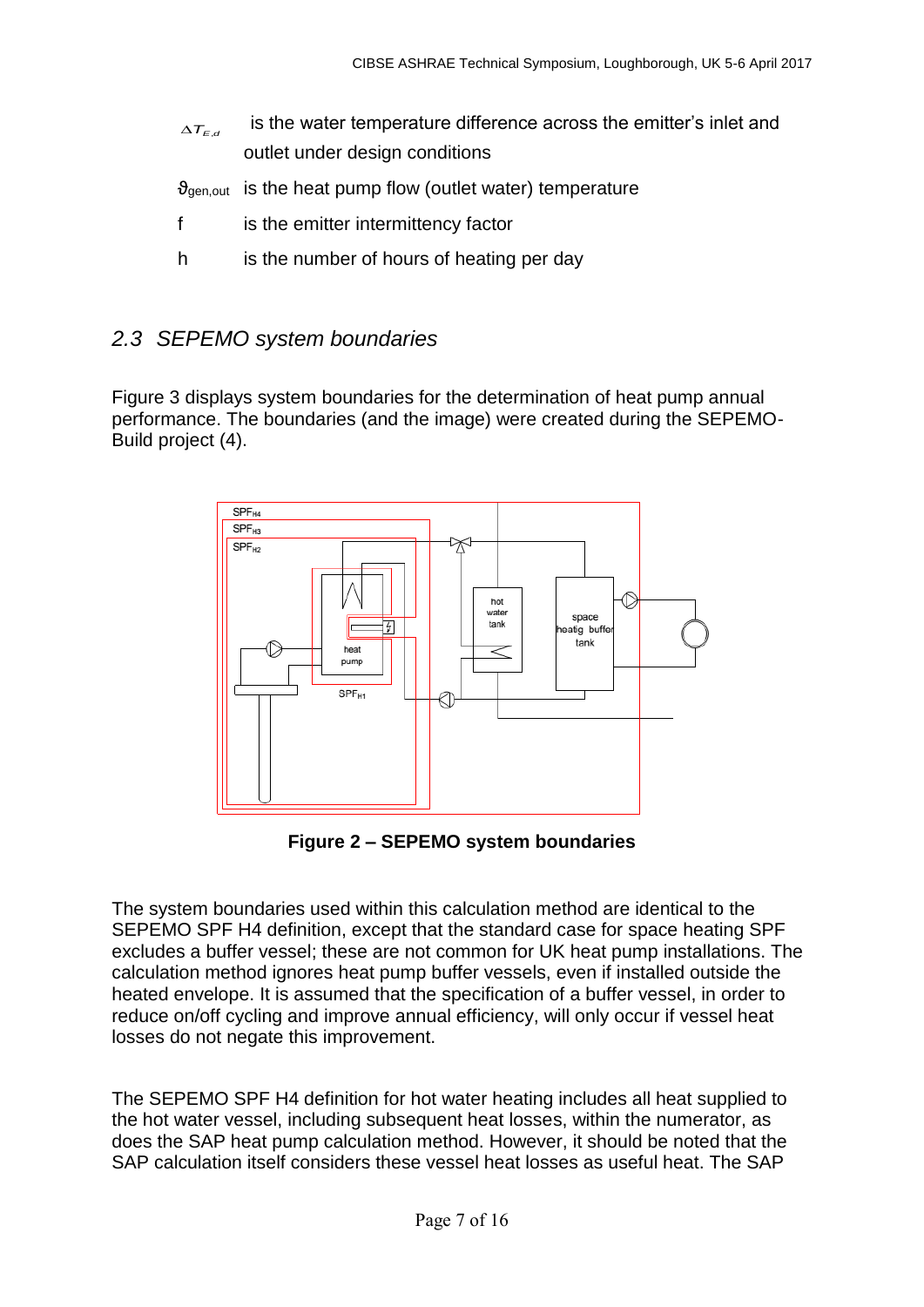$\Delta T_{E,d}$ is the water temperature difference across the emitter's inlet and outlet under design conditions

$\vartheta_{gen,out}$ is the heat pump flow (outlet water) temperature

f is the emitter intermittency factor

h is the number of hours of heating per day

## *2.3 SEPEMO system boundaries*

Figure 3 displays system boundaries for the determination of heat pump annual performance. The boundaries (and the image) were created during the SEPEMO-Build project (4).

$SPF_{H4}$

$SPF_{H3}$

$SPF_{H2}$

hot water tank

space heatig buffer tank

heat pump

$SPF_{H1}$

**Figure 2 – SEPEMO system boundaries**

The system boundaries used within this calculation method are identical to the SEPEMO SPF H4 definition, except that the standard case for space heating SPF excludes a buffer vessel; these are not common for UK heat pump installations. The calculation method ignores heat pump buffer vessels, even if installed outside the heated envelope. It is assumed that the specification of a buffer vessel, in order to reduce on/off cycling and improve annual efficiency, will only occur if vessel heat losses do not negate this improvement.

The SEPEMO SPF H4 definition for hot water heating includes all heat supplied to the hot water vessel, including subsequent heat losses, within the numerator, as does the SAP heat pump calculation method. However, it should be noted that the SAP calculation itself considers these vessel heat losses as useful heat. The SAP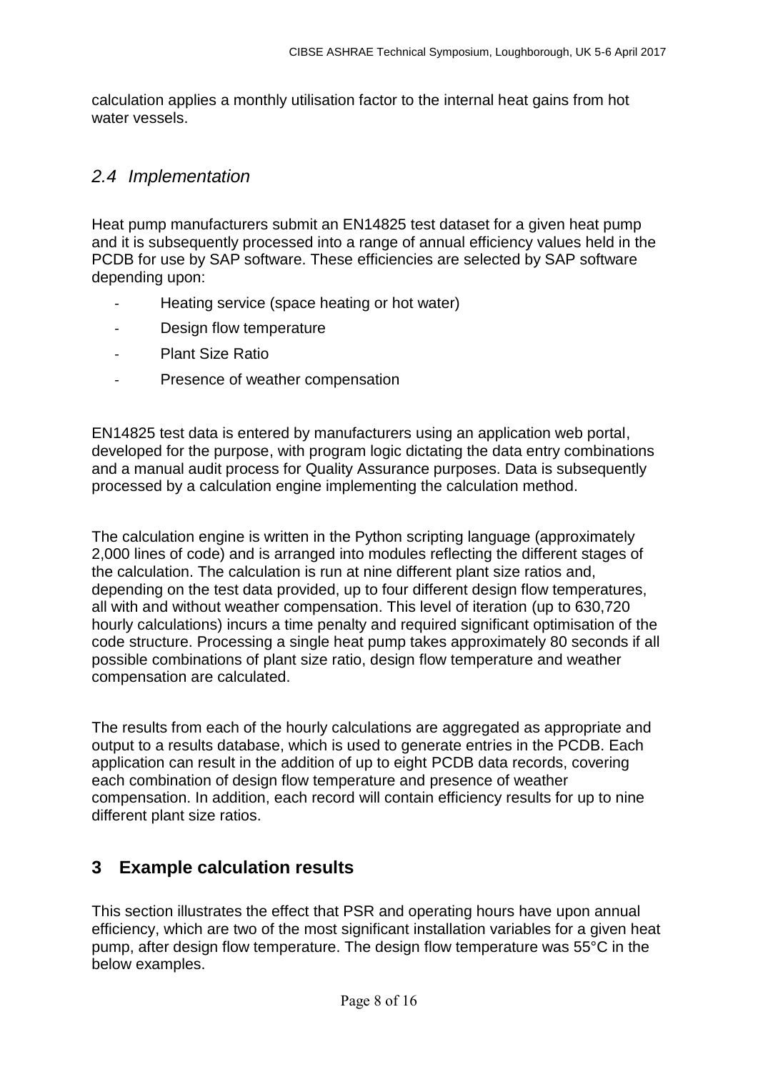calculation applies a monthly utilisation factor to the internal heat gains from hot water vessels.

## *2.4 Implementation*

Heat pump manufacturers submit an EN14825 test dataset for a given heat pump and it is subsequently processed into a range of annual efficiency values held in the PCDB for use by SAP software. These efficiencies are selected by SAP software depending upon:

- Heating service (space heating or hot water)
- Design flow temperature
- Plant Size Ratio
- Presence of weather compensation

EN14825 test data is entered by manufacturers using an application web portal, developed for the purpose, with program logic dictating the data entry combinations and a manual audit process for Quality Assurance purposes. Data is subsequently processed by a calculation engine implementing the calculation method.

The calculation engine is written in the Python scripting language (approximately 2,000 lines of code) and is arranged into modules reflecting the different stages of the calculation. The calculation is run at nine different plant size ratios and, depending on the test data provided, up to four different design flow temperatures, all with and without weather compensation. This level of iteration (up to 630,720 hourly calculations) incurs a time penalty and required significant optimisation of the code structure. Processing a single heat pump takes approximately 80 seconds if all possible combinations of plant size ratio, design flow temperature and weather compensation are calculated.

The results from each of the hourly calculations are aggregated as appropriate and output to a results database, which is used to generate entries in the PCDB. Each application can result in the addition of up to eight PCDB data records, covering each combination of design flow temperature and presence of weather compensation. In addition, each record will contain efficiency results for up to nine different plant size ratios.

# 3 Example calculation results

This section illustrates the effect that PSR and operating hours have upon annual efficiency, which are two of the most significant installation variables for a given heat pump, after design flow temperature. The design flow temperature was 55°C in the below examples.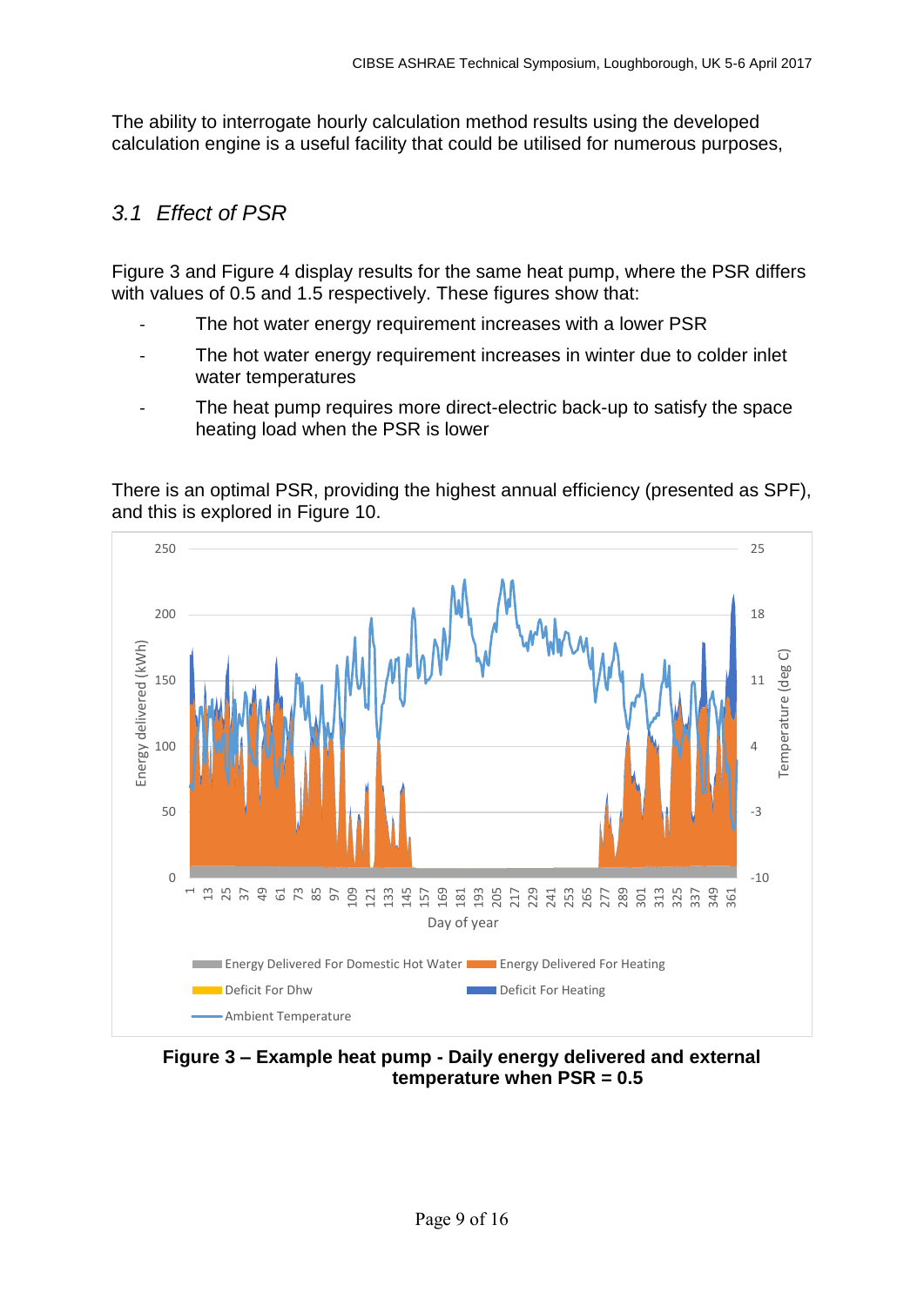The ability to interrogate hourly calculation method results using the developed calculation engine is a useful facility that could be utilised for numerous purposes,

## 3.1 Effect of PSR

Figure 3 and Figure 4 display results for the same heat pump, where the PSR differs with values of 0.5 and 1.5 respectively. These figures show that:

- The hot water energy requirement increases with a lower PSR
- The hot water energy requirement increases in winter due to colder inlet water temperatures
- The heat pump requires more direct-electric back-up to satisfy the space heating load when the PSR is lower

There is an optimal PSR, providing the highest annual efficiency (presented as SPF), and this is explored in Figure 10.

Energy delivered (kWh)
250
200
150
100
50
0

Temperature (deg C)
25
18
11
4
-3
-10

1 13 25 37 49 61 73 85 97 109 121 133 145 157 169 181 193 205 217 229 241 253 265 277 289 301 313 325 337 349 361

Day of year

Energy Delivered For Domestic Hot Water
Energy Delivered For Heating
Deficit For Dhw
Deficit For Heating
Ambient Temperature

**Figure 3 – Example heat pump - Daily energy delivered and external temperature when PSR = 0.5**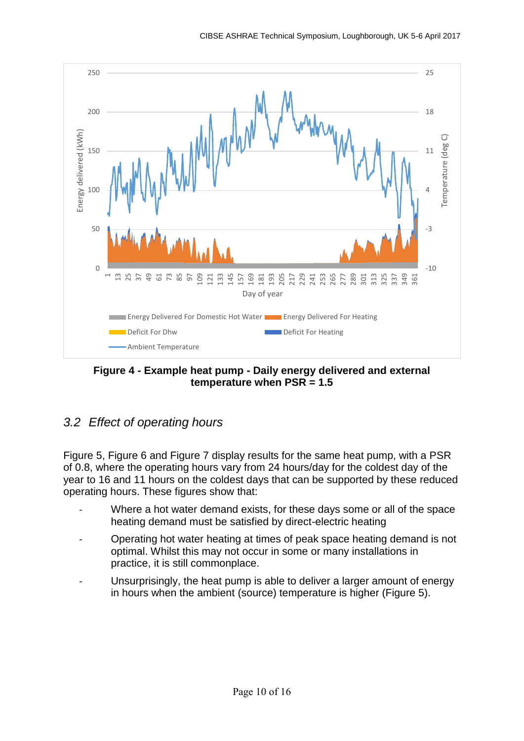250
200
150
100
50
0

25
18
11
4
-3
-10

Energy delivered (kWh)

Temperature (deg C)

1
13
25
37
49
61
73
85
97
109
121
133
145
157
169
181
193
205
217
229
241
253
265
277
289
301
313
325
337
349
361

Day of year

Energy Delivered For Domestic Hot Water
Energy Delivered For Heating
Deficit For Dhw
Deficit For Heating
Ambient Temperature

**Figure 4 - Example heat pump - Daily energy delivered and external temperature when PSR = 1.5**

## *3.2 Effect of operating hours*

Figure 5, Figure 6 and Figure 7 display results for the same heat pump, with a PSR of 0.8, where the operating hours vary from 24 hours/day for the coldest day of the year to 16 and 11 hours on the coldest days that can be supported by these reduced operating hours. These figures show that:

- Where a hot water demand exists, for these days some or all of the space heating demand must be satisfied by direct-electric heating
- Operating hot water heating at times of peak space heating demand is not optimal. Whilst this may not occur in some or many installations in practice, it is still commonplace.
- Unsurprisingly, the heat pump is able to deliver a larger amount of energy in hours when the ambient (source) temperature is higher (Figure 5).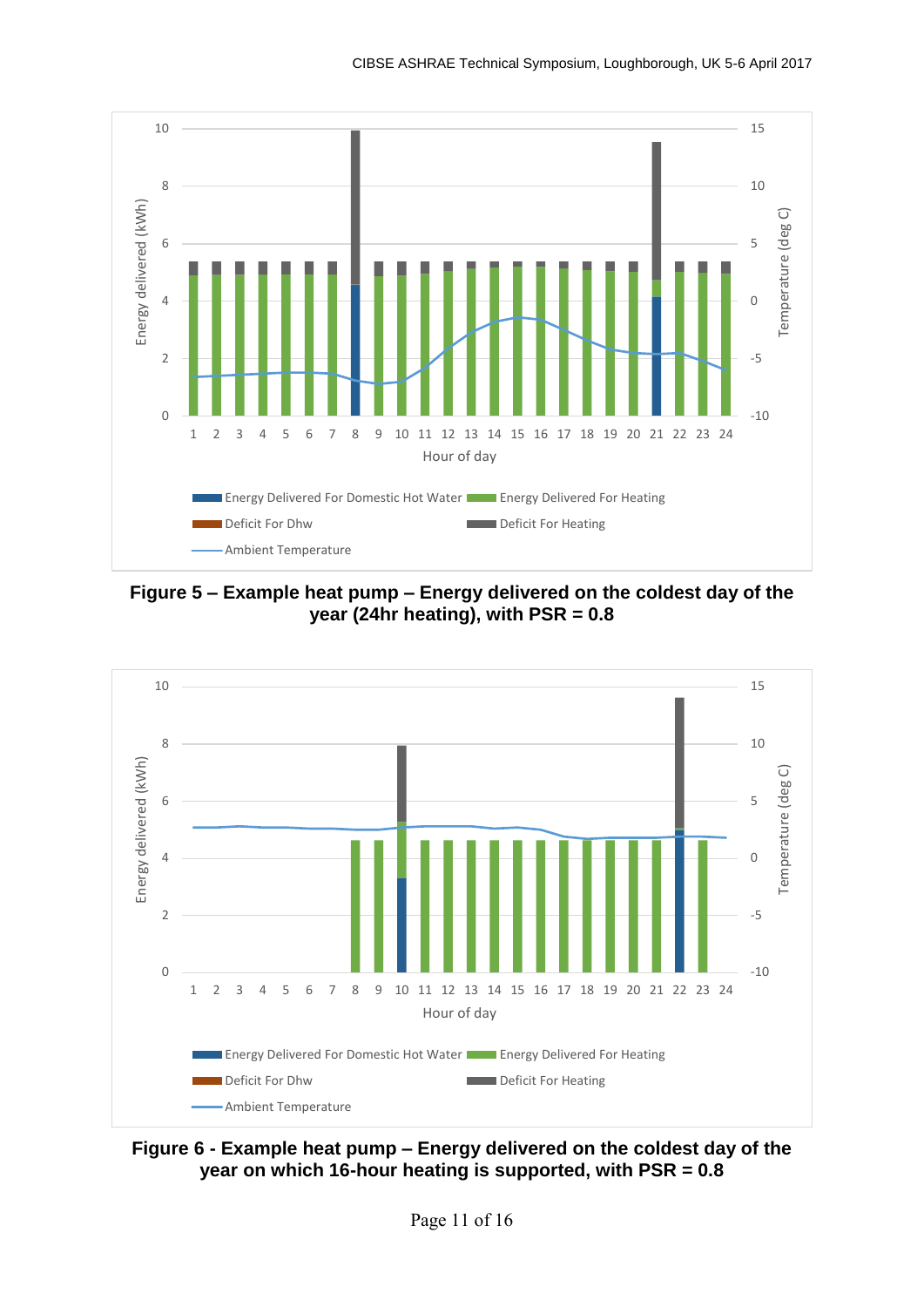10
8
6
4
2
0
15
10
5
0
-5
-10
Energy delivered (kWh)
Temperature (deg C)
1 2 3 4 5 6 7 8 9 10 11 12 13 14 15 16 17 18 19 20 21 22 23 24
Hour of day
Energy Delivered For Domestic Hot Water
Energy Delivered For Heating
Deficit For Dhw
Deficit For Heating
Ambient Temperature

**Figure 5 – Example heat pump – Energy delivered on the coldest day of the year (24hr heating), with PSR = 0.8**

10
8
6
4
2
0
15
10
5
0
-5
-10
Energy delivered (kWh)
Temperature (deg C)
1 2 3 4 5 6 7 8 9 10 11 12 13 14 15 16 17 18 19 20 21 22 23 24
Hour of day
Energy Delivered For Domestic Hot Water
Energy Delivered For Heating
Deficit For Dhw
Deficit For Heating
Ambient Temperature

**Figure 6 - Example heat pump – Energy delivered on the coldest day of the year on which 16-hour heating is supported, with PSR = 0.8**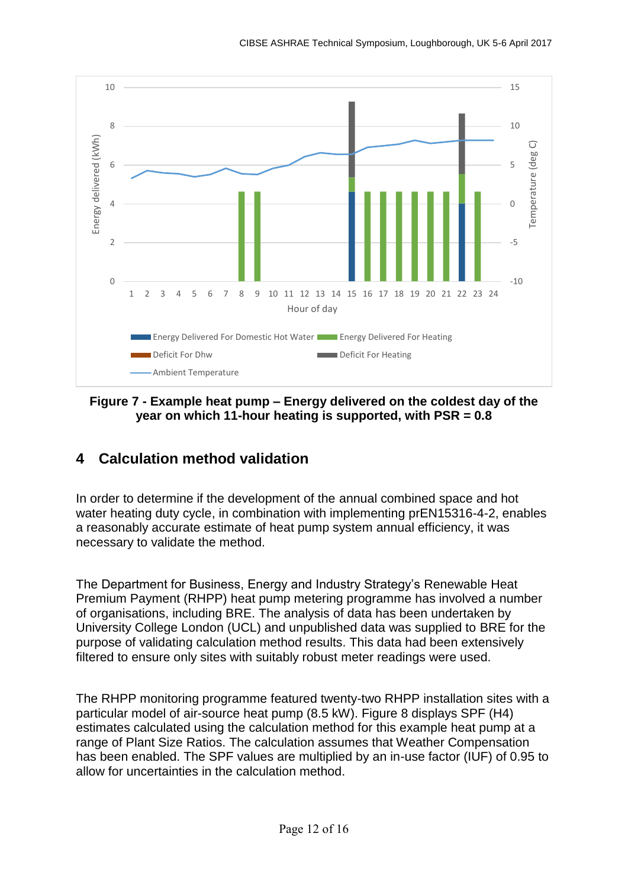**Figure 7 - Example heat pump – Energy delivered on the coldest day of the year on which 11-hour heating is supported, with PSR = 0.8**

## 4 Calculation method validation

In order to determine if the development of the annual combined space and hot water heating duty cycle, in combination with implementing prEN15316-4-2, enables a reasonably accurate estimate of heat pump system annual efficiency, it was necessary to validate the method.

The Department for Business, Energy and Industry Strategy's Renewable Heat Premium Payment (RHPP) heat pump metering programme has involved a number of organisations, including BRE. The analysis of data has been undertaken by University College London (UCL) and unpublished data was supplied to BRE for the purpose of validating calculation method results. This data had been extensively filtered to ensure only sites with suitably robust meter readings were used.

The RHPP monitoring programme featured twenty-two RHPP installation sites with a particular model of air-source heat pump (8.5 kW). Figure 8 displays SPF (H4) estimates calculated using the calculation method for this example heat pump at a range of Plant Size Ratios. The calculation assumes that Weather Compensation has been enabled. The SPF values are multiplied by an in-use factor (IUF) of 0.95 to allow for uncertainties in the calculation method.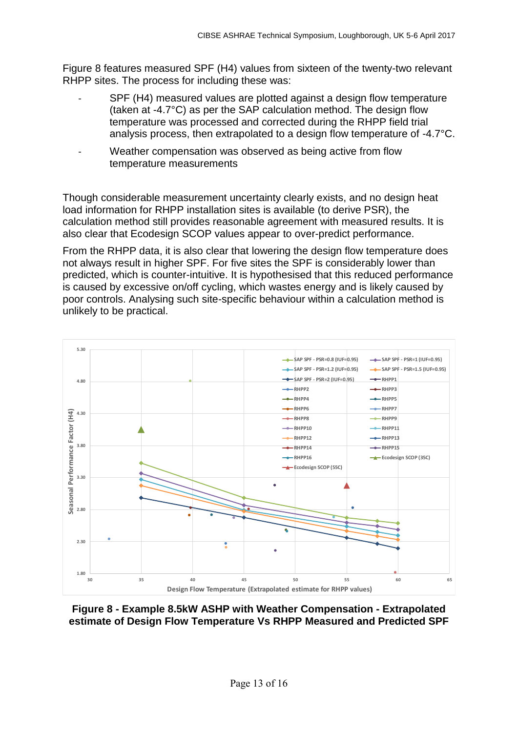Figure 8 features measured SPF (H4) values from sixteen of the twenty-two relevant RHPP sites. The process for including these was:

- SPF (H4) measured values are plotted against a design flow temperature (taken at -4.7°C) as per the SAP calculation method. The design flow temperature was processed and corrected during the RHPP field trial analysis process, then extrapolated to a design flow temperature of -4.7°C.
- Weather compensation was observed as being active from flow temperature measurements

Though considerable measurement uncertainty clearly exists, and no design heat load information for RHPP installation sites is available (to derive PSR), the calculation method still provides reasonable agreement with measured results. It is also clear that Ecodesign SCOP values appear to over-predict performance.

From the RHPP data, it is also clear that lowering the design flow temperature does not always result in higher SPF. For five sites the SPF is considerably lower than predicted, which is counter-intuitive. It is hypothesised that this reduced performance is caused by excessive on/off cycling, which wastes energy and is likely caused by poor controls. Analysing such site-specific behaviour within a calculation method is unlikely to be practical.

Seasonal Performance Factor (H4)

5.30
4.80
4.30
3.80
3.30
2.80
2.30
1.80

30
35
40
45
50
55
60
65

Design Flow Temperature (Extrapolated estimate for RHPP values)

SAP SPF - PSR=0.8 (IUF=0.95)
SAP SPF - PSR=1 (IUF=0.95)
SAP SPF - PSR=1.2 (IUF=0.95)
SAP SPF - PSR=1.5 (IUF=0.95)
SAP SPF - PSR=2 (IUF=0.95)
RHPP1
RHPP2
RHPP3
RHPP4
RHPP5
RHPP6
RHPP7
RHPP8
RHPP9
RHPP10
RHPP11
RHPP12
RHPP13
RHPP14
RHPP15
RHPP16
Ecodesign SCOP (35C)
Ecodesign SCOP (55C)

**Figure 8 - Example 8.5kW ASHP with Weather Compensation - Extrapolated estimate of Design Flow Temperature Vs RHPP Measured and Predicted SPF**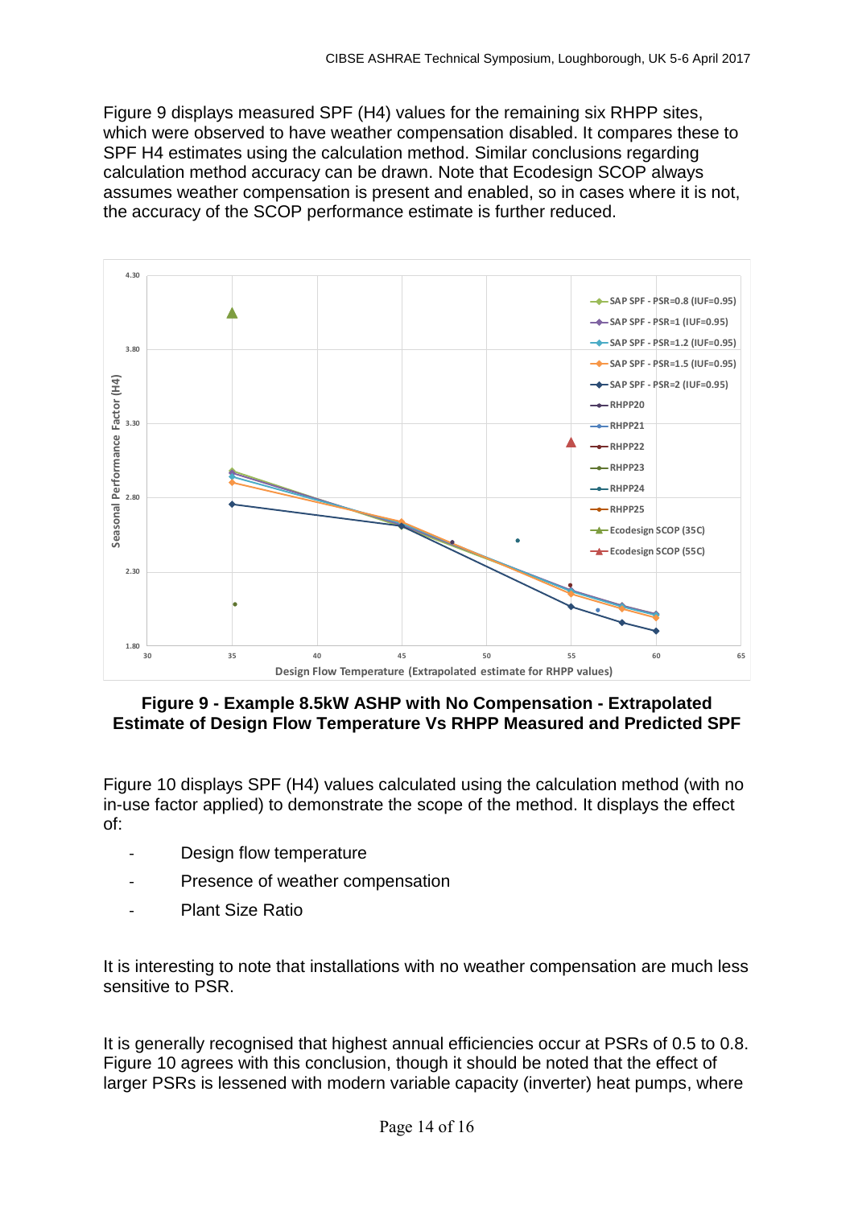Figure 9 displays measured SPF (H4) values for the remaining six RHPP sites, which were observed to have weather compensation disabled. It compares these to SPF H4 estimates using the calculation method. Similar conclusions regarding calculation method accuracy can be drawn. Note that Ecodesign SCOP always assumes weather compensation is present and enabled, so in cases where it is not, the accuracy of the SCOP performance estimate is further reduced.

Seasonal Performance Factor (H4)

4.30
3.80
3.30
2.80
2.30
1.80

30
35
40
45
50
55
60
65

Design Flow Temperature (Extrapolated estimate for RHPP values)

SAP SPF - PSR=0.8 (IUF=0.95)
SAP SPF - PSR=1 (IUF=0.95)
SAP SPF - PSR=1.2 (IUF=0.95)
SAP SPF - PSR=1.5 (IUF=0.95)
SAP SPF - PSR=2 (IUF=0.95)
RHPP20
RHPP21
RHPP22
RHPP23
RHPP24
RHPP25
Ecodesign SCOP (35C)
Ecodesign SCOP (55C)

**Figure 9 - Example 8.5kW ASHP with No Compensation - Extrapolated Estimate of Design Flow Temperature Vs RHPP Measured and Predicted SPF**

Figure 10 displays SPF (H4) values calculated using the calculation method (with no in-use factor applied) to demonstrate the scope of the method. It displays the effect of:

- Design flow temperature
- Presence of weather compensation
- Plant Size Ratio

It is interesting to note that installations with no weather compensation are much less sensitive to PSR.

It is generally recognised that highest annual efficiencies occur at PSRs of 0.5 to 0.8. Figure 10 agrees with this conclusion, though it should be noted that the effect of larger PSRs is lessened with modern variable capacity (inverter) heat pumps, where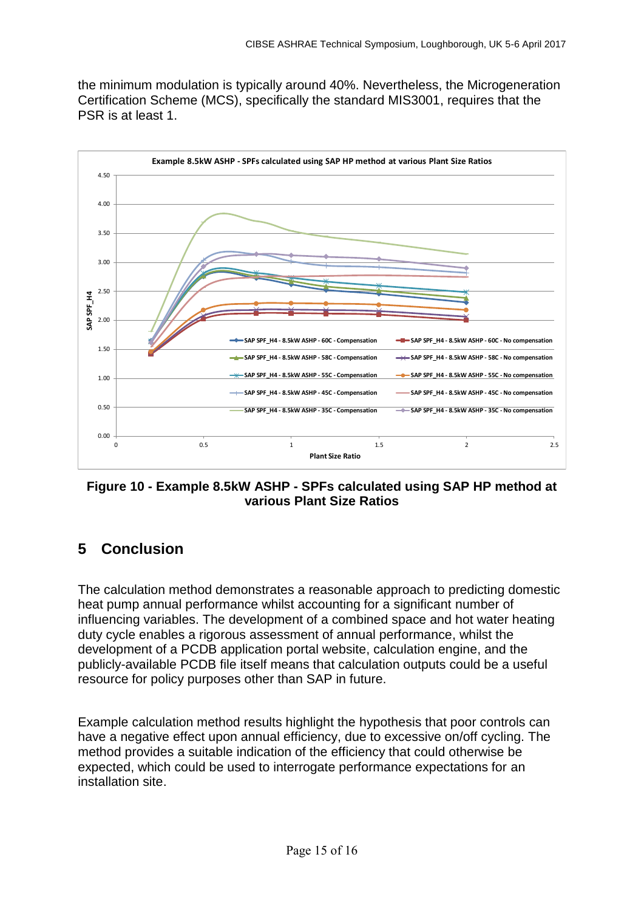the minimum modulation is typically around 40%. Nevertheless, the Microgeneration Certification Scheme (MCS), specifically the standard MIS3001, requires that the PSR is at least 1.

**Figure 10 - Example 8.5kW ASHP - SPFs calculated using SAP HP method at various Plant Size Ratios**

## 5 Conclusion

The calculation method demonstrates a reasonable approach to predicting domestic heat pump annual performance whilst accounting for a significant number of influencing variables. The development of a combined space and hot water heating duty cycle enables a rigorous assessment of annual performance, whilst the development of a PCDB application portal website, calculation engine, and the publicly-available PCDB file itself means that calculation outputs could be a useful resource for policy purposes other than SAP in future.

Example calculation method results highlight the hypothesis that poor controls can have a negative effect upon annual efficiency, due to excessive on/off cycling. The method provides a suitable indication of the efficiency that could otherwise be expected, which could be used to interrogate performance expectations for an installation site.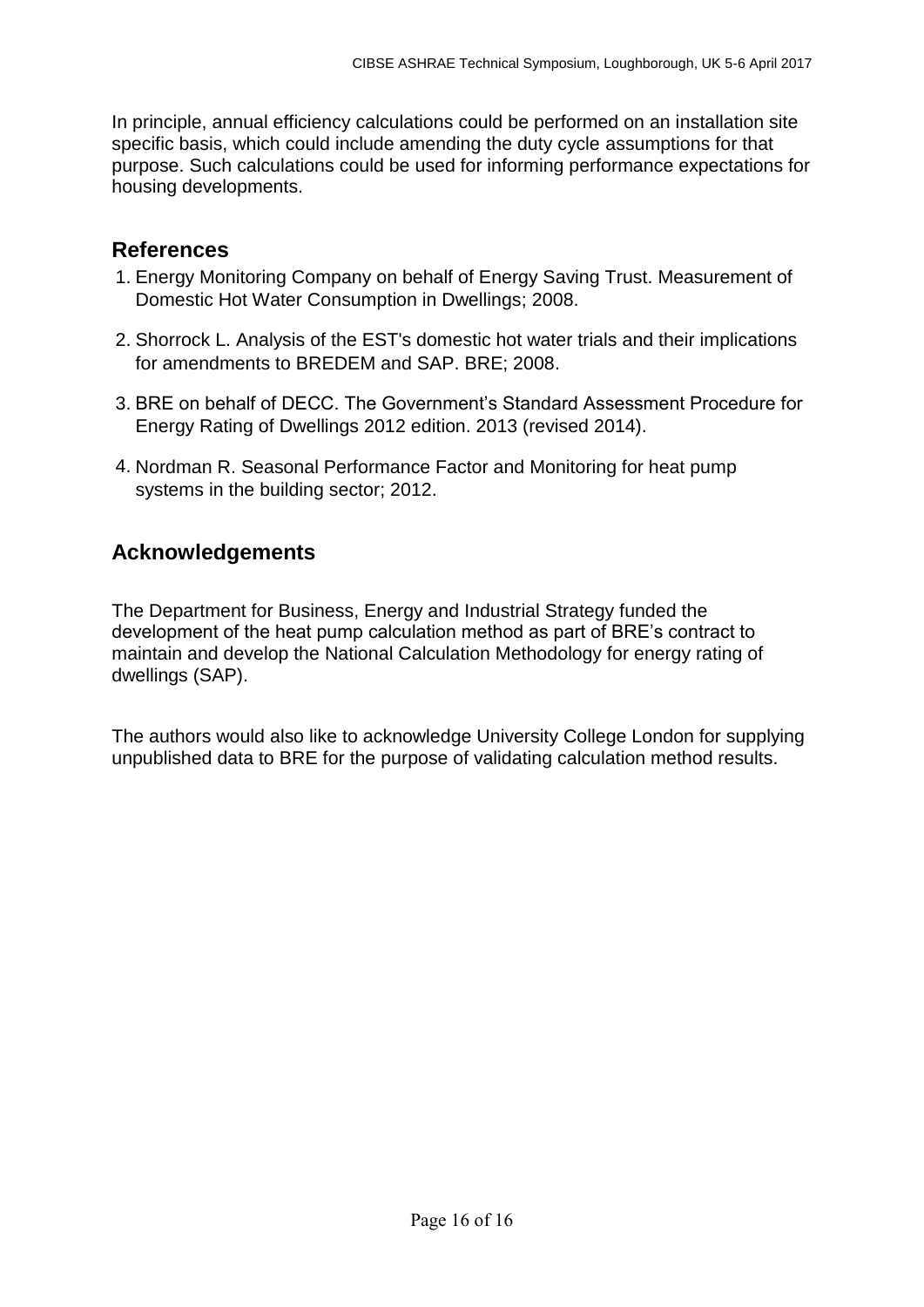In principle, annual efficiency calculations could be performed on an installation site specific basis, which could include amending the duty cycle assumptions for that purpose. Such calculations could be used for informing performance expectations for housing developments.

## References

1. Energy Monitoring Company on behalf of Energy Saving Trust. Measurement of Domestic Hot Water Consumption in Dwellings; 2008.
2. Shorrock L. Analysis of the EST's domestic hot water trials and their implications for amendments to BREDEM and SAP. BRE; 2008.
3. BRE on behalf of DECC. The Government's Standard Assessment Procedure for Energy Rating of Dwellings 2012 edition. 2013 (revised 2014).
4. Nordman R. Seasonal Performance Factor and Monitoring for heat pump systems in the building sector; 2012.

## Acknowledgements

The Department for Business, Energy and Industrial Strategy funded the development of the heat pump calculation method as part of BRE's contract to maintain and develop the National Calculation Methodology for energy rating of dwellings (SAP).

The authors would also like to acknowledge University College London for supplying unpublished data to BRE for the purpose of validating calculation method results.